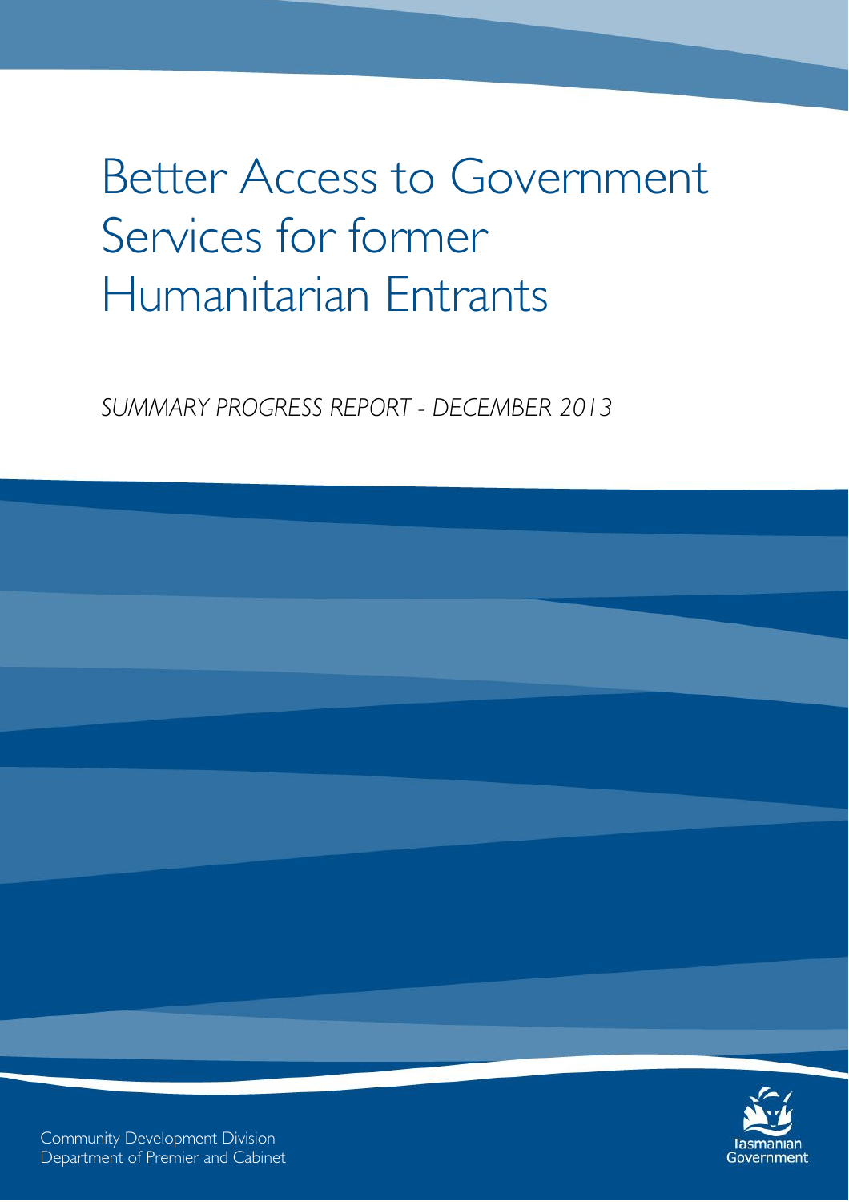# Better Access to Government Services for former Humanitarian Entrants

*SUMMARY PROGRESS REPORT - DECEMBER 2013*

Community Development Division
Department of Premier and Cabinet

Tasmanian Government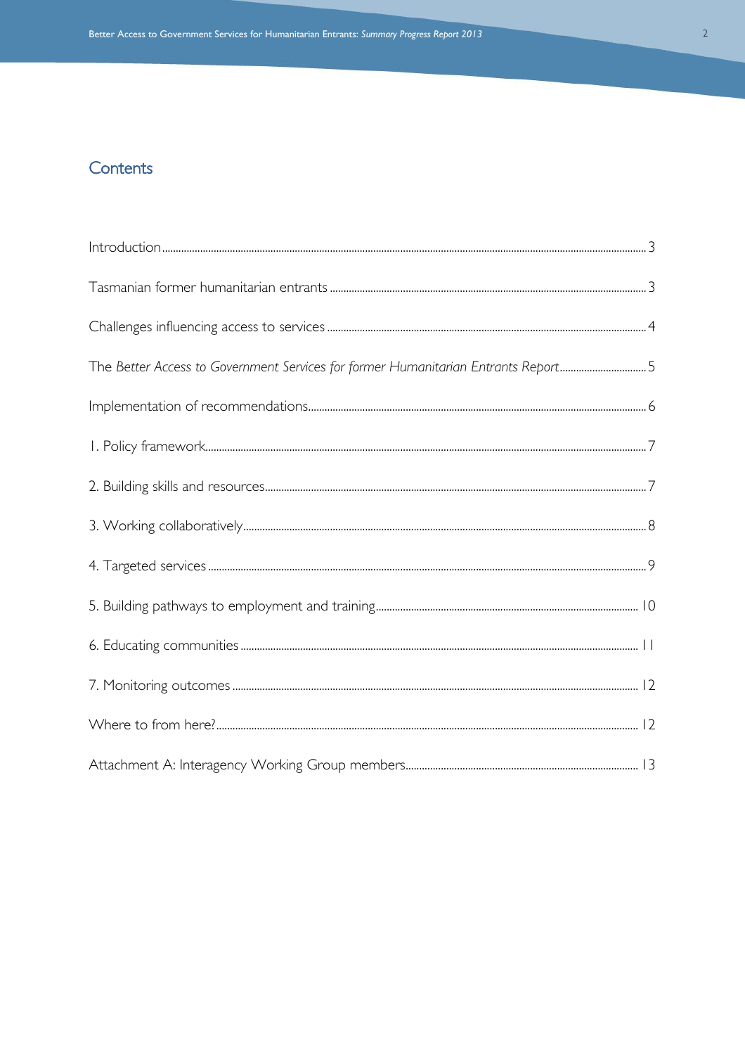# Contents

| | |
|---|---|
| Introduction | 3 |
| Tasmanian former humanitarian entrants | 3 |
| Challenges influencing access to services | 4 |
| The *Better Access to Government Services for former Humanitarian Entrants Report* | 5 |
| Implementation of recommendations | 6 |
| 1. Policy framework | 7 |
| 2. Building skills and resources | 7 |
| 3. Working collaboratively | 8 |
| 4. Targeted services | 9 |
| 5. Building pathways to employment and training | 10 |
| 6. Educating communities | 11 |
| 7. Monitoring outcomes | 12 |
| Where to from here? | 12 |
| Attachment A: Interagency Working Group members | 13 |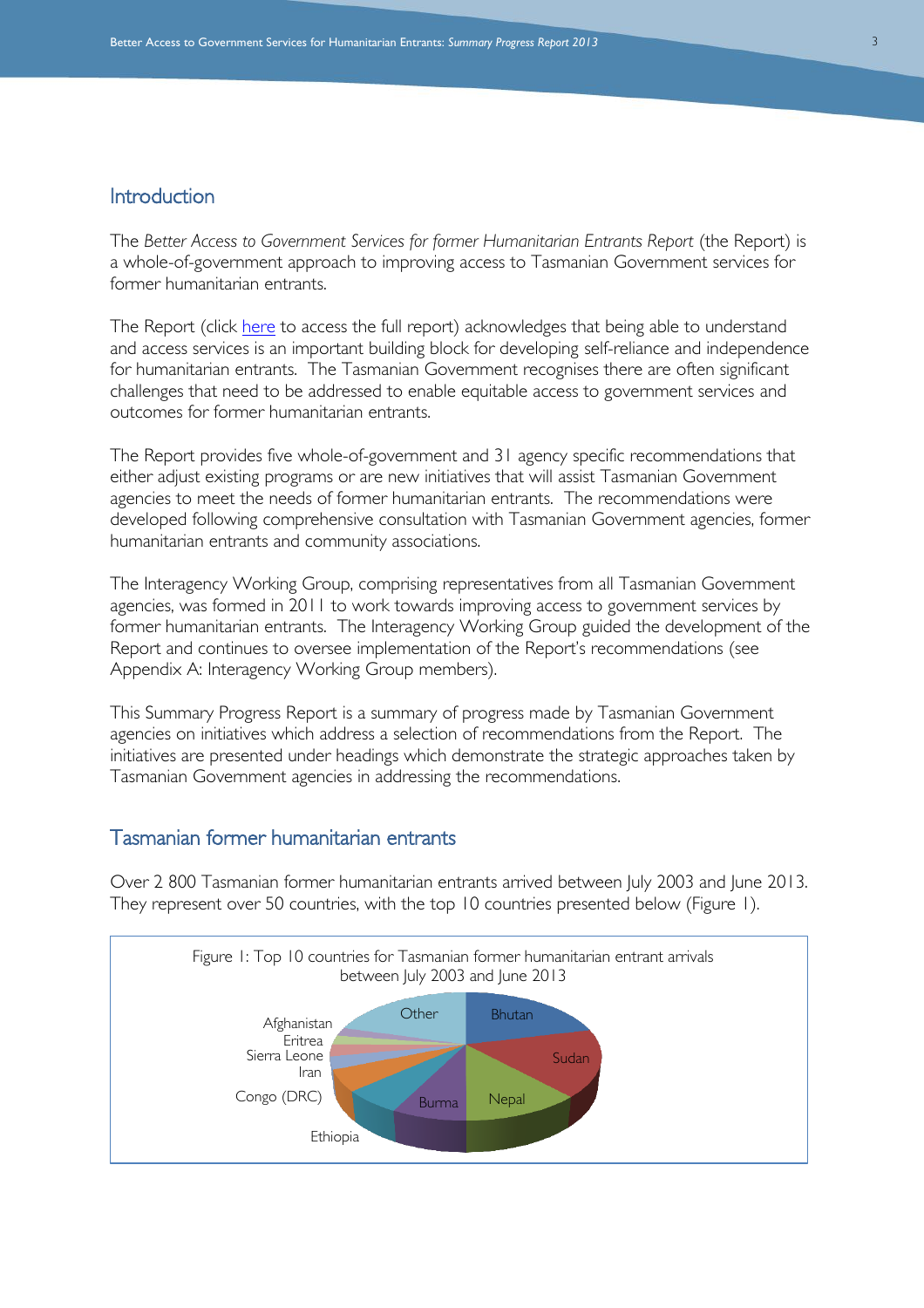## Introduction

The *Better Access to Government Services for former Humanitarian Entrants Report* (the Report) is a whole-of-government approach to improving access to Tasmanian Government services for former humanitarian entrants.

The Report (click here to access the full report) acknowledges that being able to understand and access services is an important building block for developing self-reliance and independence for humanitarian entrants. The Tasmanian Government recognises there are often significant challenges that need to be addressed to enable equitable access to government services and outcomes for former humanitarian entrants.

The Report provides five whole-of-government and 31 agency specific recommendations that either adjust existing programs or are new initiatives that will assist Tasmanian Government agencies to meet the needs of former humanitarian entrants. The recommendations were developed following comprehensive consultation with Tasmanian Government agencies, former humanitarian entrants and community associations.

The Interagency Working Group, comprising representatives from all Tasmanian Government agencies, was formed in 2011 to work towards improving access to government services by former humanitarian entrants. The Interagency Working Group guided the development of the Report and continues to oversee implementation of the Report's recommendations (see Appendix A: Interagency Working Group members).

This Summary Progress Report is a summary of progress made by Tasmanian Government agencies on initiatives which address a selection of recommendations from the Report. The initiatives are presented under headings which demonstrate the strategic approaches taken by Tasmanian Government agencies in addressing the recommendations.

## Tasmanian former humanitarian entrants

Over 2 800 Tasmanian former humanitarian entrants arrived between July 2003 and June 2013. They represent over 50 countries, with the top 10 countries presented below (Figure 1).

Figure 1: Top 10 countries for Tasmanian former humanitarian entrant arrivals between July 2003 and June 2013

Bhutan, Sudan, Nepal, Burma, Ethiopia, Congo (DRC), Iran, Sierra Leone, Eritrea, Afghanistan, Other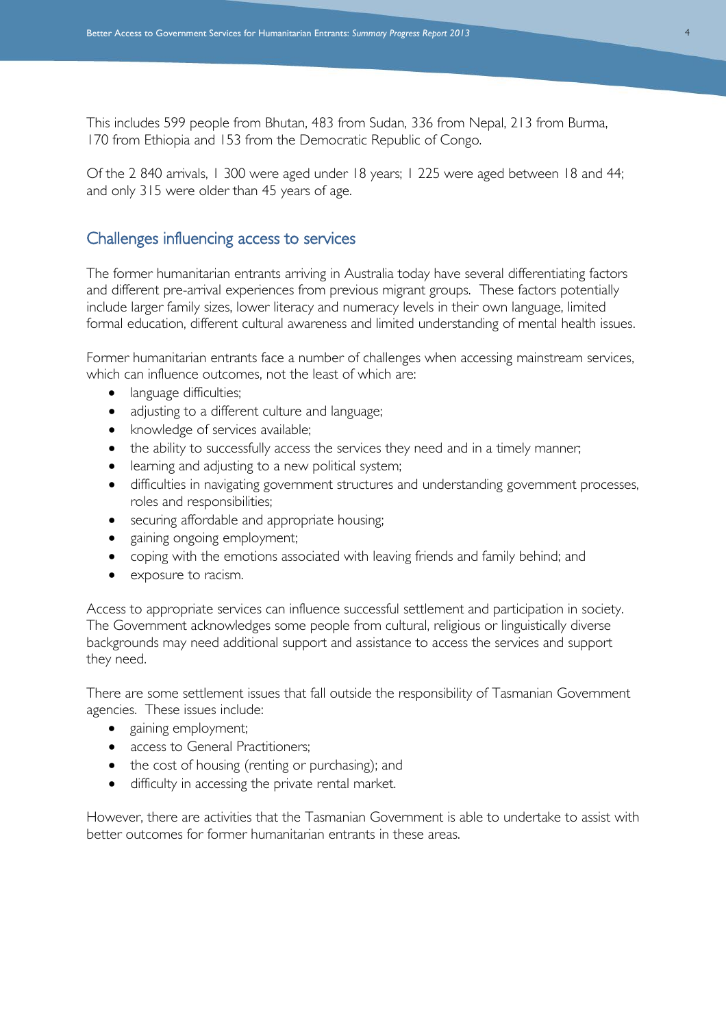This includes 599 people from Bhutan, 483 from Sudan, 336 from Nepal, 213 from Burma, 170 from Ethiopia and 153 from the Democratic Republic of Congo.

Of the 2 840 arrivals, 1 300 were aged under 18 years; 1 225 were aged between 18 and 44; and only 315 were older than 45 years of age.

## Challenges influencing access to services

The former humanitarian entrants arriving in Australia today have several differentiating factors and different pre-arrival experiences from previous migrant groups. These factors potentially include larger family sizes, lower literacy and numeracy levels in their own language, limited formal education, different cultural awareness and limited understanding of mental health issues.

Former humanitarian entrants face a number of challenges when accessing mainstream services, which can influence outcomes, not the least of which are:

- language difficulties;
- adjusting to a different culture and language;
- knowledge of services available;
- the ability to successfully access the services they need and in a timely manner;
- learning and adjusting to a new political system;
- difficulties in navigating government structures and understanding government processes, roles and responsibilities;
- securing affordable and appropriate housing;
- gaining ongoing employment;
- coping with the emotions associated with leaving friends and family behind; and
- exposure to racism.

Access to appropriate services can influence successful settlement and participation in society. The Government acknowledges some people from cultural, religious or linguistically diverse backgrounds may need additional support and assistance to access the services and support they need.

There are some settlement issues that fall outside the responsibility of Tasmanian Government agencies. These issues include:

- gaining employment;
- access to General Practitioners;
- the cost of housing (renting or purchasing); and
- difficulty in accessing the private rental market.

However, there are activities that the Tasmanian Government is able to undertake to assist with better outcomes for former humanitarian entrants in these areas.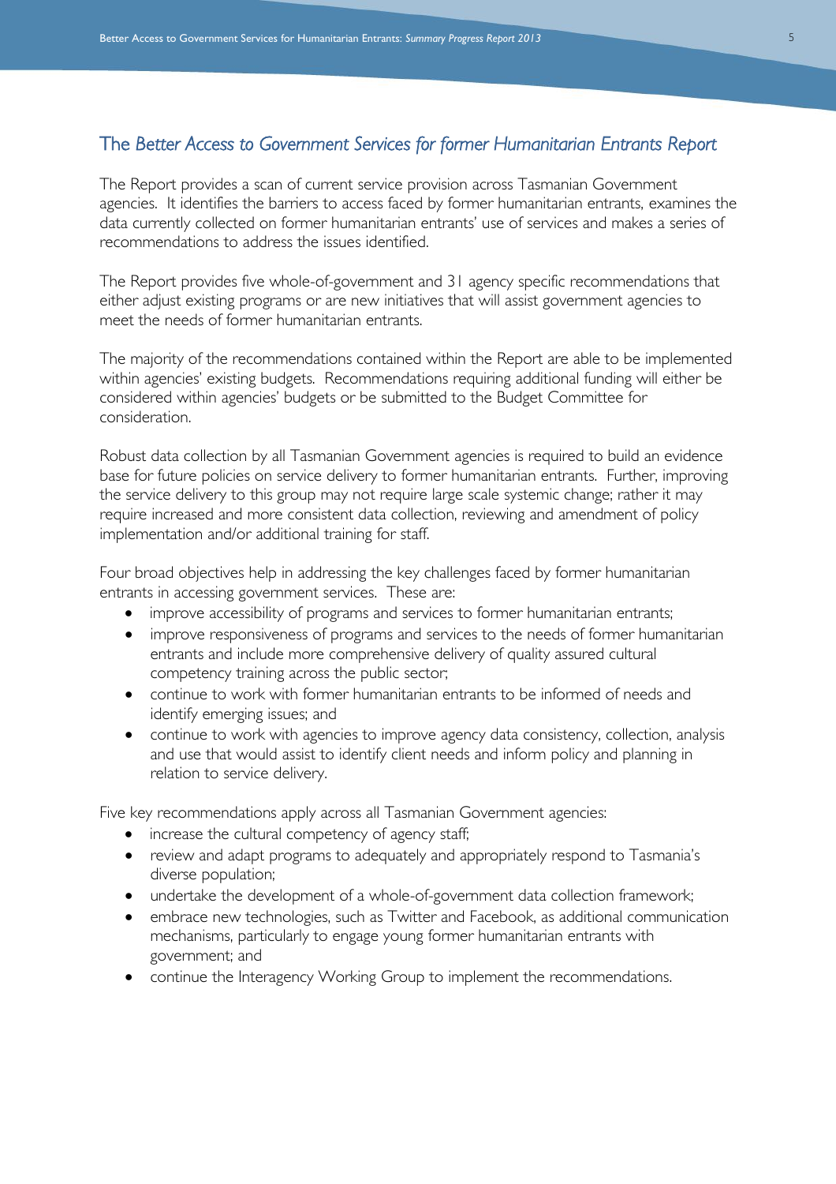## The *Better Access to Government Services for former Humanitarian Entrants Report*

The Report provides a scan of current service provision across Tasmanian Government agencies. It identifies the barriers to access faced by former humanitarian entrants, examines the data currently collected on former humanitarian entrants' use of services and makes a series of recommendations to address the issues identified.

The Report provides five whole-of-government and 31 agency specific recommendations that either adjust existing programs or are new initiatives that will assist government agencies to meet the needs of former humanitarian entrants.

The majority of the recommendations contained within the Report are able to be implemented within agencies' existing budgets. Recommendations requiring additional funding will either be considered within agencies' budgets or be submitted to the Budget Committee for consideration.

Robust data collection by all Tasmanian Government agencies is required to build an evidence base for future policies on service delivery to former humanitarian entrants. Further, improving the service delivery to this group may not require large scale systemic change; rather it may require increased and more consistent data collection, reviewing and amendment of policy implementation and/or additional training for staff.

Four broad objectives help in addressing the key challenges faced by former humanitarian entrants in accessing government services. These are:

- improve accessibility of programs and services to former humanitarian entrants;
- improve responsiveness of programs and services to the needs of former humanitarian entrants and include more comprehensive delivery of quality assured cultural competency training across the public sector;
- continue to work with former humanitarian entrants to be informed of needs and identify emerging issues; and
- continue to work with agencies to improve agency data consistency, collection, analysis and use that would assist to identify client needs and inform policy and planning in relation to service delivery.

Five key recommendations apply across all Tasmanian Government agencies:

- increase the cultural competency of agency staff;
- review and adapt programs to adequately and appropriately respond to Tasmania's diverse population;
- undertake the development of a whole-of-government data collection framework;
- embrace new technologies, such as Twitter and Facebook, as additional communication mechanisms, particularly to engage young former humanitarian entrants with government; and
- continue the Interagency Working Group to implement the recommendations.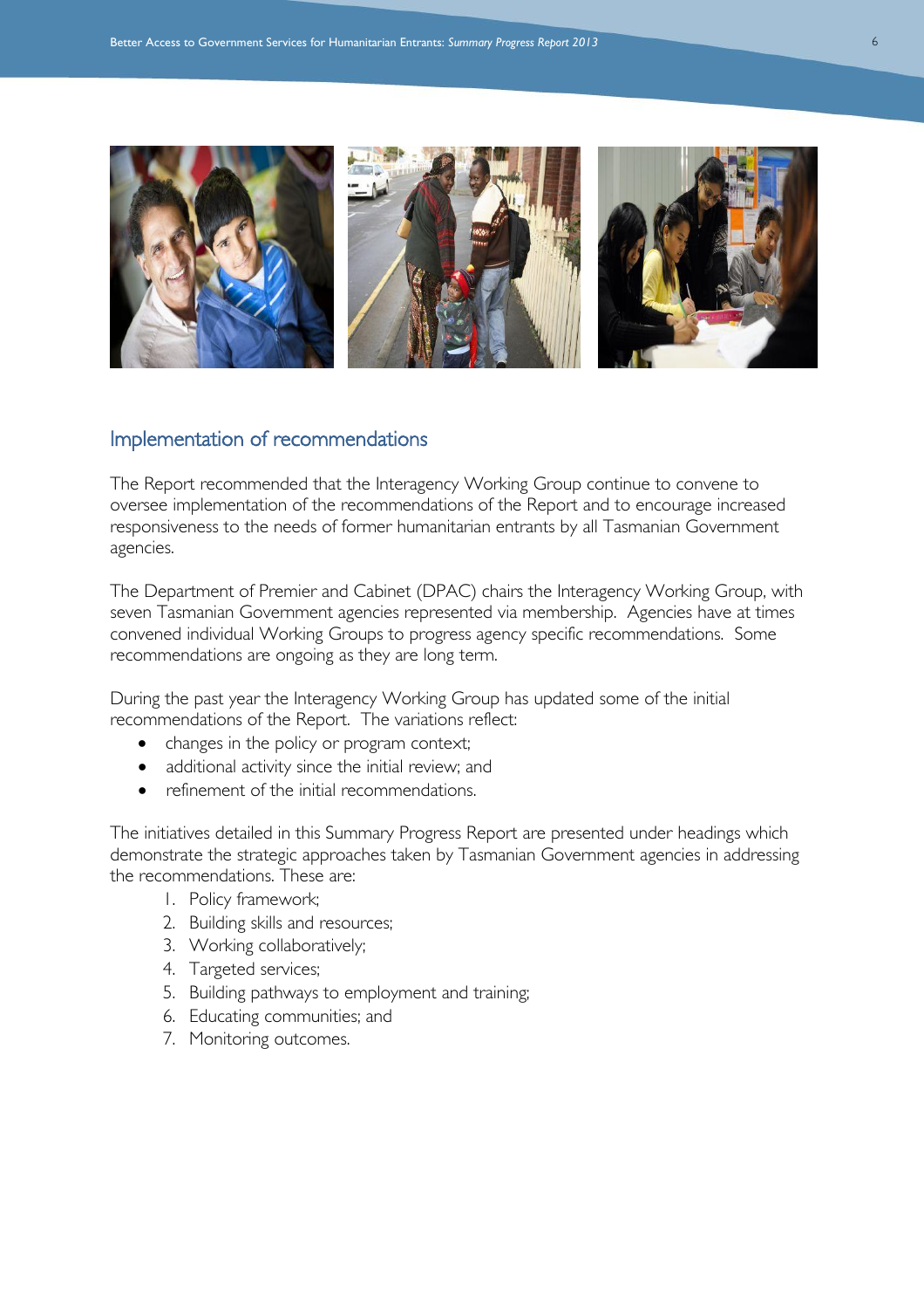## Implementation of recommendations

The Report recommended that the Interagency Working Group continue to convene to oversee implementation of the recommendations of the Report and to encourage increased responsiveness to the needs of former humanitarian entrants by all Tasmanian Government agencies.

The Department of Premier and Cabinet (DPAC) chairs the Interagency Working Group, with seven Tasmanian Government agencies represented via membership. Agencies have at times convened individual Working Groups to progress agency specific recommendations. Some recommendations are ongoing as they are long term.

During the past year the Interagency Working Group has updated some of the initial recommendations of the Report. The variations reflect:

- changes in the policy or program context;
- additional activity since the initial review; and
- refinement of the initial recommendations.

The initiatives detailed in this Summary Progress Report are presented under headings which demonstrate the strategic approaches taken by Tasmanian Government agencies in addressing the recommendations. These are:

1. Policy framework;
2. Building skills and resources;
3. Working collaboratively;
4. Targeted services;
5. Building pathways to employment and training;
6. Educating communities; and
7. Monitoring outcomes.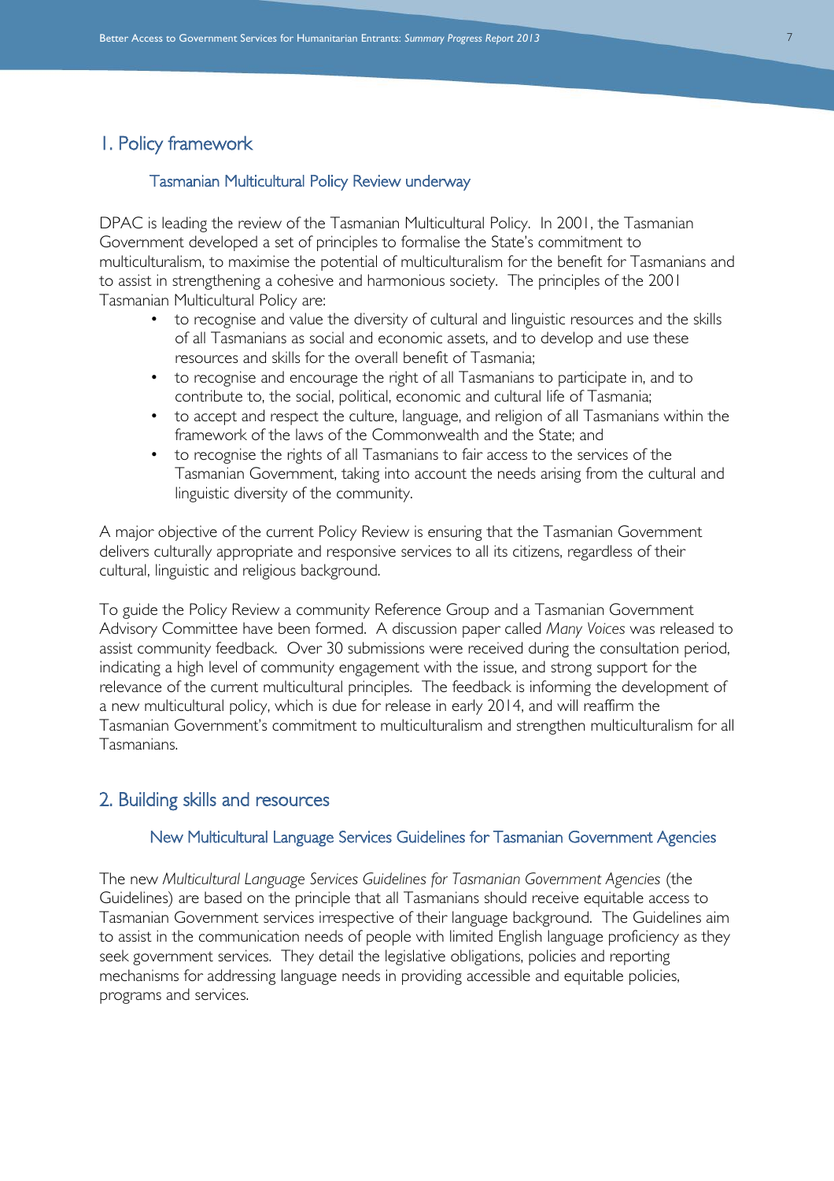## 1. Policy framework

### Tasmanian Multicultural Policy Review underway

DPAC is leading the review of the Tasmanian Multicultural Policy. In 2001, the Tasmanian Government developed a set of principles to formalise the State's commitment to multiculturalism, to maximise the potential of multiculturalism for the benefit for Tasmanians and to assist in strengthening a cohesive and harmonious society. The principles of the 2001 Tasmanian Multicultural Policy are:

- to recognise and value the diversity of cultural and linguistic resources and the skills of all Tasmanians as social and economic assets, and to develop and use these resources and skills for the overall benefit of Tasmania;
- to recognise and encourage the right of all Tasmanians to participate in, and to contribute to, the social, political, economic and cultural life of Tasmania;
- to accept and respect the culture, language, and religion of all Tasmanians within the framework of the laws of the Commonwealth and the State; and
- to recognise the rights of all Tasmanians to fair access to the services of the Tasmanian Government, taking into account the needs arising from the cultural and linguistic diversity of the community.

A major objective of the current Policy Review is ensuring that the Tasmanian Government delivers culturally appropriate and responsive services to all its citizens, regardless of their cultural, linguistic and religious background.

To guide the Policy Review a community Reference Group and a Tasmanian Government Advisory Committee have been formed. A discussion paper called *Many Voices* was released to assist community feedback. Over 30 submissions were received during the consultation period, indicating a high level of community engagement with the issue, and strong support for the relevance of the current multicultural principles. The feedback is informing the development of a new multicultural policy, which is due for release in early 2014, and will reaffirm the Tasmanian Government's commitment to multiculturalism and strengthen multiculturalism for all Tasmanians.

## 2. Building skills and resources

### New Multicultural Language Services Guidelines for Tasmanian Government Agencies

The new *Multicultural Language Services Guidelines for Tasmanian Government Agencies* (the Guidelines) are based on the principle that all Tasmanians should receive equitable access to Tasmanian Government services irrespective of their language background. The Guidelines aim to assist in the communication needs of people with limited English language proficiency as they seek government services. They detail the legislative obligations, policies and reporting mechanisms for addressing language needs in providing accessible and equitable policies, programs and services.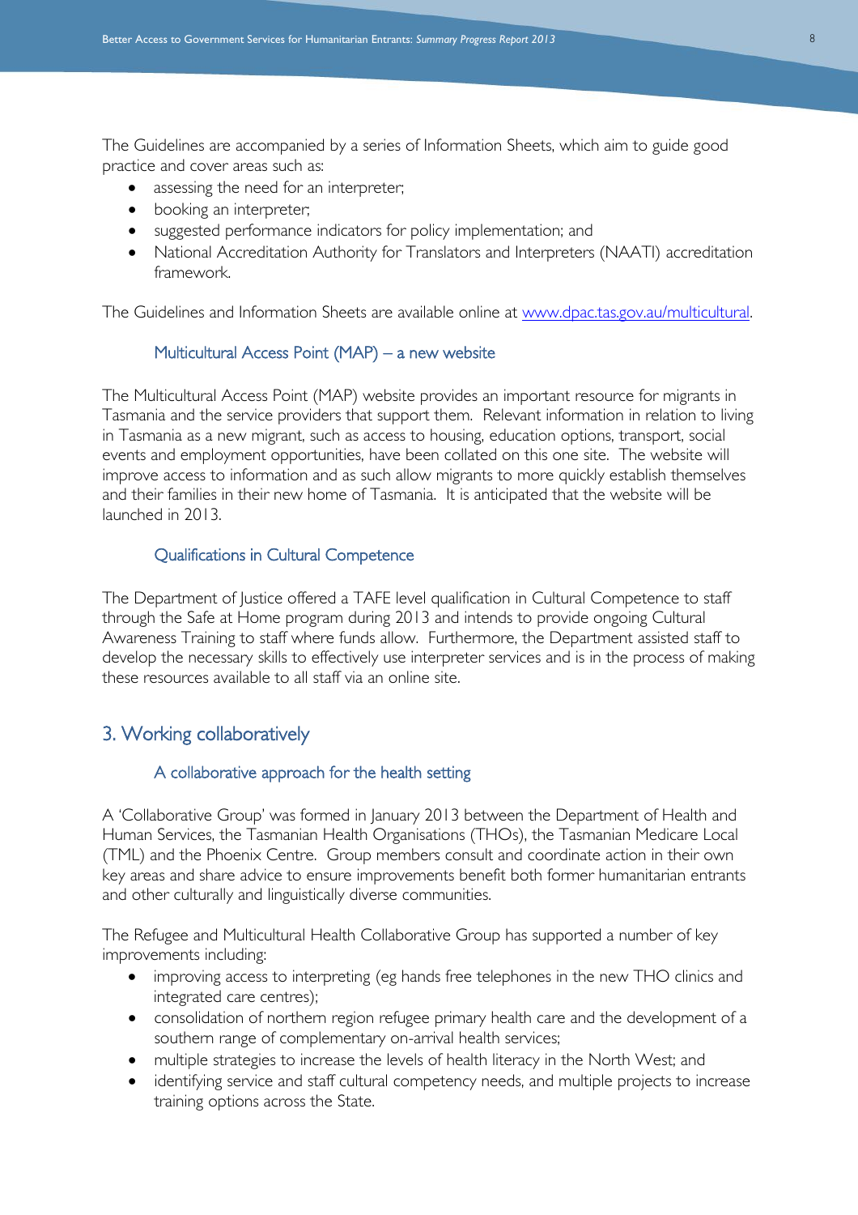The Guidelines are accompanied by a series of Information Sheets, which aim to guide good practice and cover areas such as:

- assessing the need for an interpreter;
- booking an interpreter;
- suggested performance indicators for policy implementation; and
- National Accreditation Authority for Translators and Interpreters (NAATI) accreditation framework.

The Guidelines and Information Sheets are available online at www.dpac.tas.gov.au/multicultural.

### Multicultural Access Point (MAP) – a new website

The Multicultural Access Point (MAP) website provides an important resource for migrants in Tasmania and the service providers that support them. Relevant information in relation to living in Tasmania as a new migrant, such as access to housing, education options, transport, social events and employment opportunities, have been collated on this one site. The website will improve access to information and as such allow migrants to more quickly establish themselves and their families in their new home of Tasmania. It is anticipated that the website will be launched in 2013.

### Qualifications in Cultural Competence

The Department of Justice offered a TAFE level qualification in Cultural Competence to staff through the Safe at Home program during 2013 and intends to provide ongoing Cultural Awareness Training to staff where funds allow. Furthermore, the Department assisted staff to develop the necessary skills to effectively use interpreter services and is in the process of making these resources available to all staff via an online site.

## 3. Working collaboratively

### A collaborative approach for the health setting

A 'Collaborative Group' was formed in January 2013 between the Department of Health and Human Services, the Tasmanian Health Organisations (THOs), the Tasmanian Medicare Local (TML) and the Phoenix Centre. Group members consult and coordinate action in their own key areas and share advice to ensure improvements benefit both former humanitarian entrants and other culturally and linguistically diverse communities.

The Refugee and Multicultural Health Collaborative Group has supported a number of key improvements including:

- improving access to interpreting (eg hands free telephones in the new THO clinics and integrated care centres);
- consolidation of northern region refugee primary health care and the development of a southern range of complementary on-arrival health services;
- multiple strategies to increase the levels of health literacy in the North West; and
- identifying service and staff cultural competency needs, and multiple projects to increase training options across the State.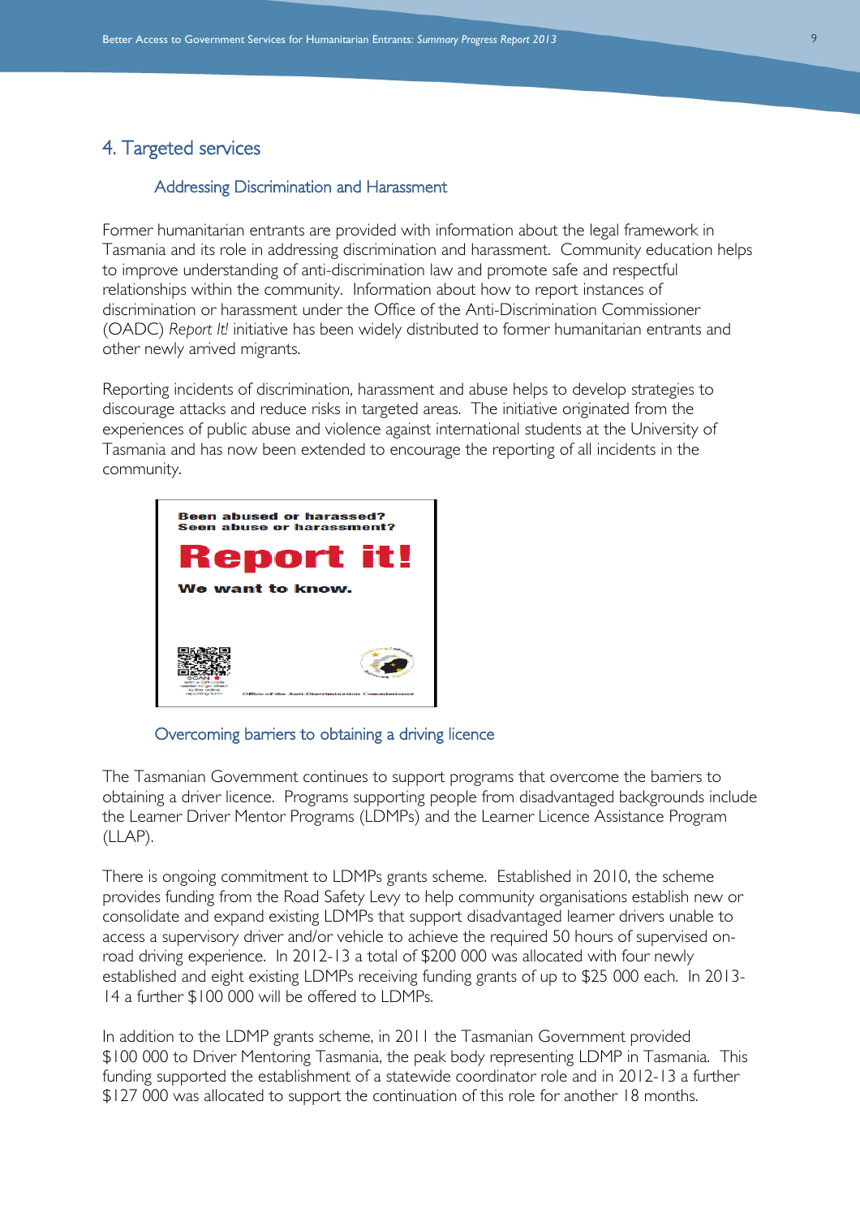## 4. Targeted services

### Addressing Discrimination and Harassment

Former humanitarian entrants are provided with information about the legal framework in Tasmania and its role in addressing discrimination and harassment. Community education helps to improve understanding of anti-discrimination law and promote safe and respectful relationships within the community. Information about how to report instances of discrimination or harassment under the Office of the Anti-Discrimination Commissioner (OADC) *Report It!* initiative has been widely distributed to former humanitarian entrants and other newly arrived migrants.

Reporting incidents of discrimination, harassment and abuse helps to develop strategies to discourage attacks and reduce risks in targeted areas. The initiative originated from the experiences of public abuse and violence against international students at the University of Tasmania and has now been extended to encourage the reporting of all incidents in the community.

### Overcoming barriers to obtaining a driving licence

The Tasmanian Government continues to support programs that overcome the barriers to obtaining a driver licence. Programs supporting people from disadvantaged backgrounds include the Learner Driver Mentor Programs (LDMPs) and the Learner Licence Assistance Program (LLAP).

There is ongoing commitment to LDMPs grants scheme. Established in 2010, the scheme provides funding from the Road Safety Levy to help community organisations establish new or consolidate and expand existing LDMPs that support disadvantaged learner drivers unable to access a supervisory driver and/or vehicle to achieve the required 50 hours of supervised on-road driving experience. In 2012-13 a total of $200 000 was allocated with four newly established and eight existing LDMPs receiving funding grants of up to $25 000 each. In 2013-14 a further $100 000 will be offered to LDMPs.

In addition to the LDMP grants scheme, in 2011 the Tasmanian Government provided $100 000 to Driver Mentoring Tasmania, the peak body representing LDMP in Tasmania. This funding supported the establishment of a statewide coordinator role and in 2012-13 a further $127 000 was allocated to support the continuation of this role for another 18 months.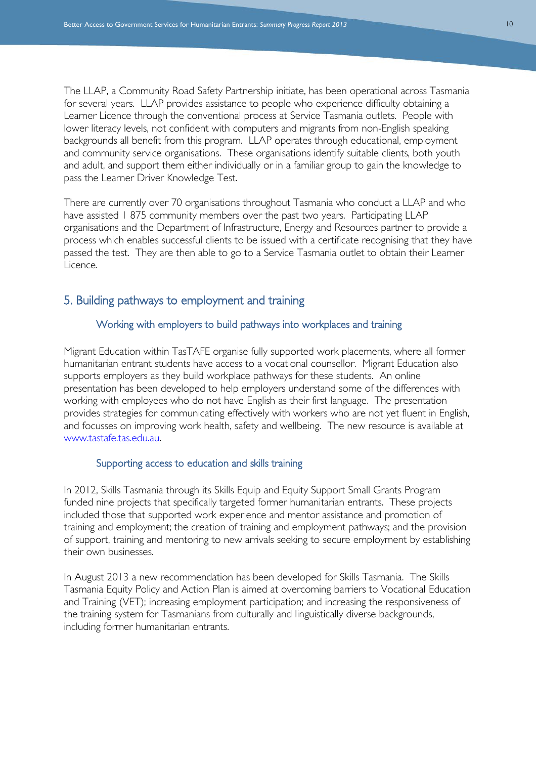The LLAP, a Community Road Safety Partnership initiate, has been operational across Tasmania for several years. LLAP provides assistance to people who experience difficulty obtaining a Learner Licence through the conventional process at Service Tasmania outlets. People with lower literacy levels, not confident with computers and migrants from non-English speaking backgrounds all benefit from this program. LLAP operates through educational, employment and community service organisations. These organisations identify suitable clients, both youth and adult, and support them either individually or in a familiar group to gain the knowledge to pass the Learner Driver Knowledge Test.

There are currently over 70 organisations throughout Tasmania who conduct a LLAP and who have assisted 1 875 community members over the past two years. Participating LLAP organisations and the Department of Infrastructure, Energy and Resources partner to provide a process which enables successful clients to be issued with a certificate recognising that they have passed the test. They are then able to go to a Service Tasmania outlet to obtain their Learner Licence.

## 5. Building pathways to employment and training

### Working with employers to build pathways into workplaces and training

Migrant Education within TasTAFE organise fully supported work placements, where all former humanitarian entrant students have access to a vocational counsellor. Migrant Education also supports employers as they build workplace pathways for these students. An online presentation has been developed to help employers understand some of the differences with working with employees who do not have English as their first language. The presentation provides strategies for communicating effectively with workers who are not yet fluent in English, and focusses on improving work health, safety and wellbeing. The new resource is available at www.tastafe.tas.edu.au.

### Supporting access to education and skills training

In 2012, Skills Tasmania through its Skills Equip and Equity Support Small Grants Program funded nine projects that specifically targeted former humanitarian entrants. These projects included those that supported work experience and mentor assistance and promotion of training and employment; the creation of training and employment pathways; and the provision of support, training and mentoring to new arrivals seeking to secure employment by establishing their own businesses.

In August 2013 a new recommendation has been developed for Skills Tasmania. The Skills Tasmania Equity Policy and Action Plan is aimed at overcoming barriers to Vocational Education and Training (VET); increasing employment participation; and increasing the responsiveness of the training system for Tasmanians from culturally and linguistically diverse backgrounds, including former humanitarian entrants.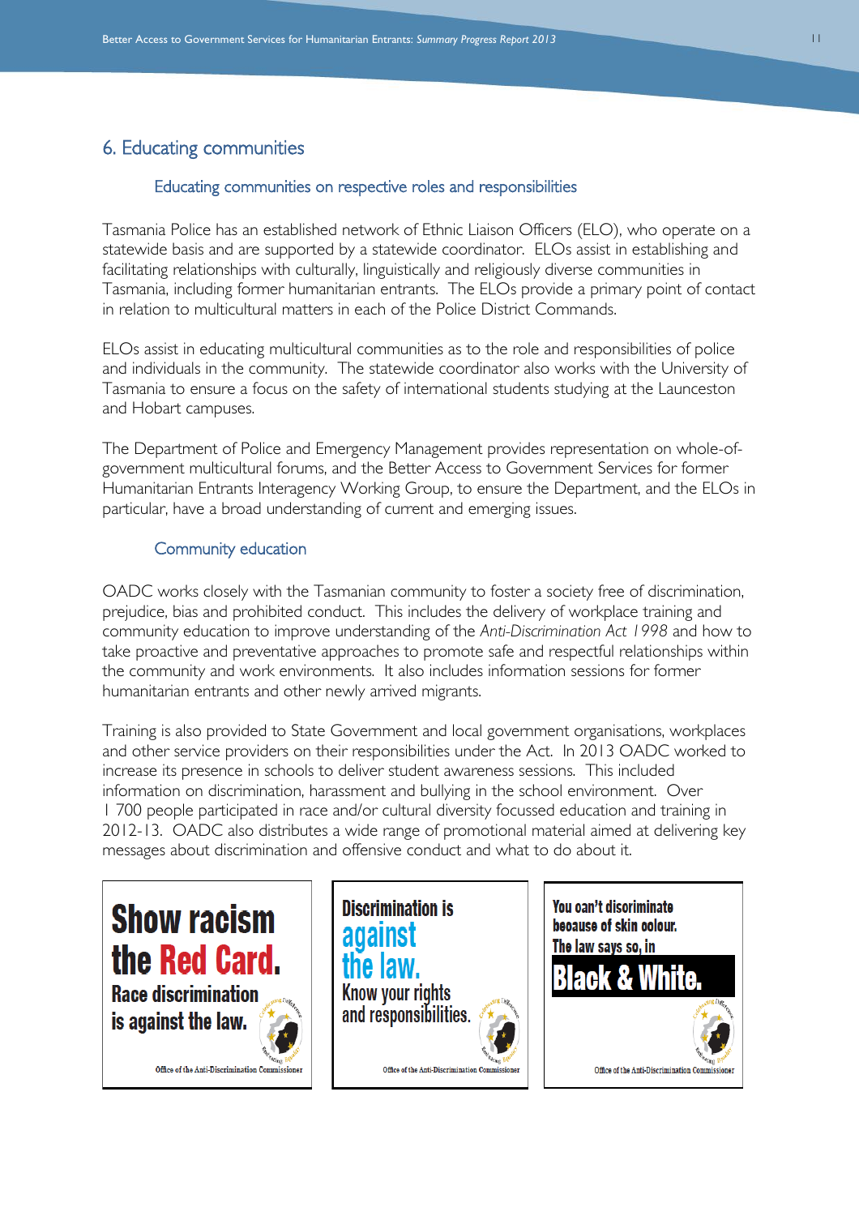## 6. Educating communities

### Educating communities on respective roles and responsibilities

Tasmania Police has an established network of Ethnic Liaison Officers (ELO), who operate on a statewide basis and are supported by a statewide coordinator. ELOs assist in establishing and facilitating relationships with culturally, linguistically and religiously diverse communities in Tasmania, including former humanitarian entrants. The ELOs provide a primary point of contact in relation to multicultural matters in each of the Police District Commands.

ELOs assist in educating multicultural communities as to the role and responsibilities of police and individuals in the community. The statewide coordinator also works with the University of Tasmania to ensure a focus on the safety of international students studying at the Launceston and Hobart campuses.

The Department of Police and Emergency Management provides representation on whole-of-government multicultural forums, and the Better Access to Government Services for former Humanitarian Entrants Interagency Working Group, to ensure the Department, and the ELOs in particular, have a broad understanding of current and emerging issues.

### Community education

OADC works closely with the Tasmanian community to foster a society free of discrimination, prejudice, bias and prohibited conduct. This includes the delivery of workplace training and community education to improve understanding of the *Anti-Discrimination Act 1998* and how to take proactive and preventative approaches to promote safe and respectful relationships within the community and work environments. It also includes information sessions for former humanitarian entrants and other newly arrived migrants.

Training is also provided to State Government and local government organisations, workplaces and other service providers on their responsibilities under the Act. In 2013 OADC worked to increase its presence in schools to deliver student awareness sessions. This included information on discrimination, harassment and bullying in the school environment. Over 1 700 people participated in race and/or cultural diversity focussed education and training in 2012-13. OADC also distributes a wide range of promotional material aimed at delivering key messages about discrimination and offensive conduct and what to do about it.

**Show racism the Red Card.** Race discrimination is against the law.
Office of the Anti-Discrimination Commissioner

**Discrimination is against the law.** Know your rights and responsibilities.
Office of the Anti-Discrimination Commissioner

**You can't discriminate because of skin colour. The law says so, in Black & White.**
Office of the Anti-Discrimination Commissioner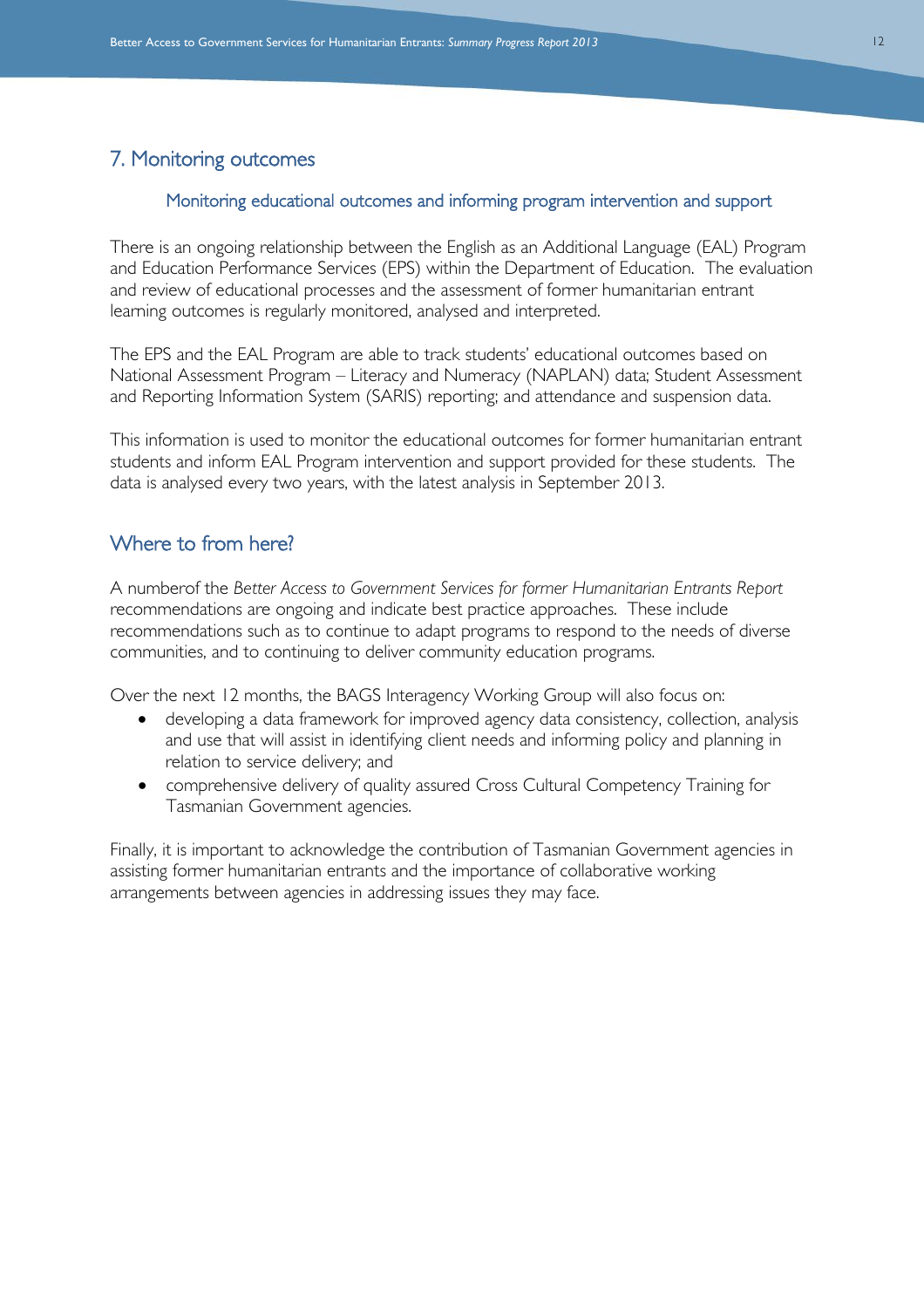## 7. Monitoring outcomes

### Monitoring educational outcomes and informing program intervention and support

There is an ongoing relationship between the English as an Additional Language (EAL) Program and Education Performance Services (EPS) within the Department of Education. The evaluation and review of educational processes and the assessment of former humanitarian entrant learning outcomes is regularly monitored, analysed and interpreted.

The EPS and the EAL Program are able to track students' educational outcomes based on National Assessment Program – Literacy and Numeracy (NAPLAN) data; Student Assessment and Reporting Information System (SARIS) reporting; and attendance and suspension data.

This information is used to monitor the educational outcomes for former humanitarian entrant students and inform EAL Program intervention and support provided for these students. The data is analysed every two years, with the latest analysis in September 2013.

## Where to from here?

A numberof the *Better Access to Government Services for former Humanitarian Entrants Report* recommendations are ongoing and indicate best practice approaches. These include recommendations such as to continue to adapt programs to respond to the needs of diverse communities, and to continuing to deliver community education programs.

Over the next 12 months, the BAGS Interagency Working Group will also focus on:

- developing a data framework for improved agency data consistency, collection, analysis and use that will assist in identifying client needs and informing policy and planning in relation to service delivery; and
- comprehensive delivery of quality assured Cross Cultural Competency Training for Tasmanian Government agencies.

Finally, it is important to acknowledge the contribution of Tasmanian Government agencies in assisting former humanitarian entrants and the importance of collaborative working arrangements between agencies in addressing issues they may face.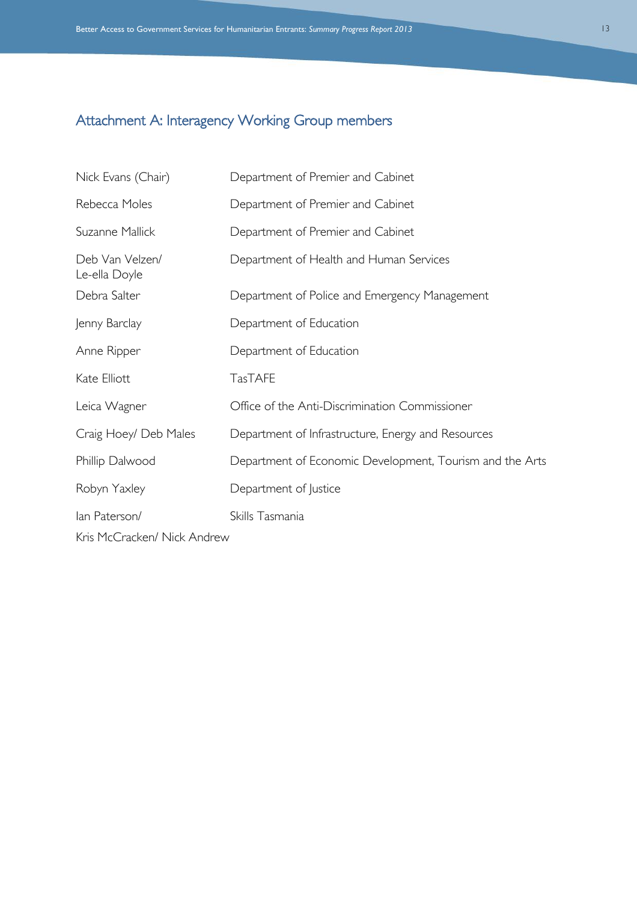## Attachment A: Interagency Working Group members

| | |
|---|---|
| Nick Evans (Chair) | Department of Premier and Cabinet |
| Rebecca Moles | Department of Premier and Cabinet |
| Suzanne Mallick | Department of Premier and Cabinet |
| Deb Van Velzen/ Le-ella Doyle | Department of Health and Human Services |
| Debra Salter | Department of Police and Emergency Management |
| Jenny Barclay | Department of Education |
| Anne Ripper | Department of Education |
| Kate Elliott | TasTAFE |
| Leica Wagner | Office of the Anti-Discrimination Commissioner |
| Craig Hoey/ Deb Males | Department of Infrastructure, Energy and Resources |
| Phillip Dalwood | Department of Economic Development, Tourism and the Arts |
| Robyn Yaxley | Department of Justice |
| Ian Paterson/ Kris McCracken/ Nick Andrew | Skills Tasmania |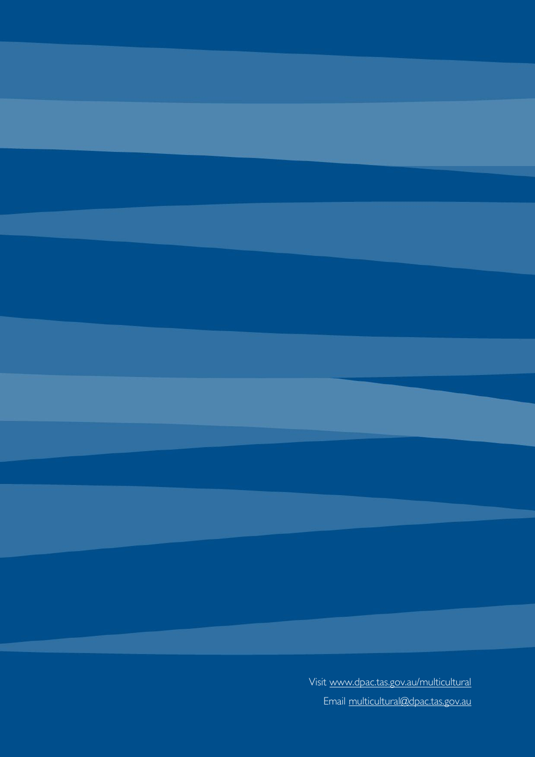Visit www.dpac.tas.gov.au/multicultural

Email multicultural@dpac.tas.gov.au